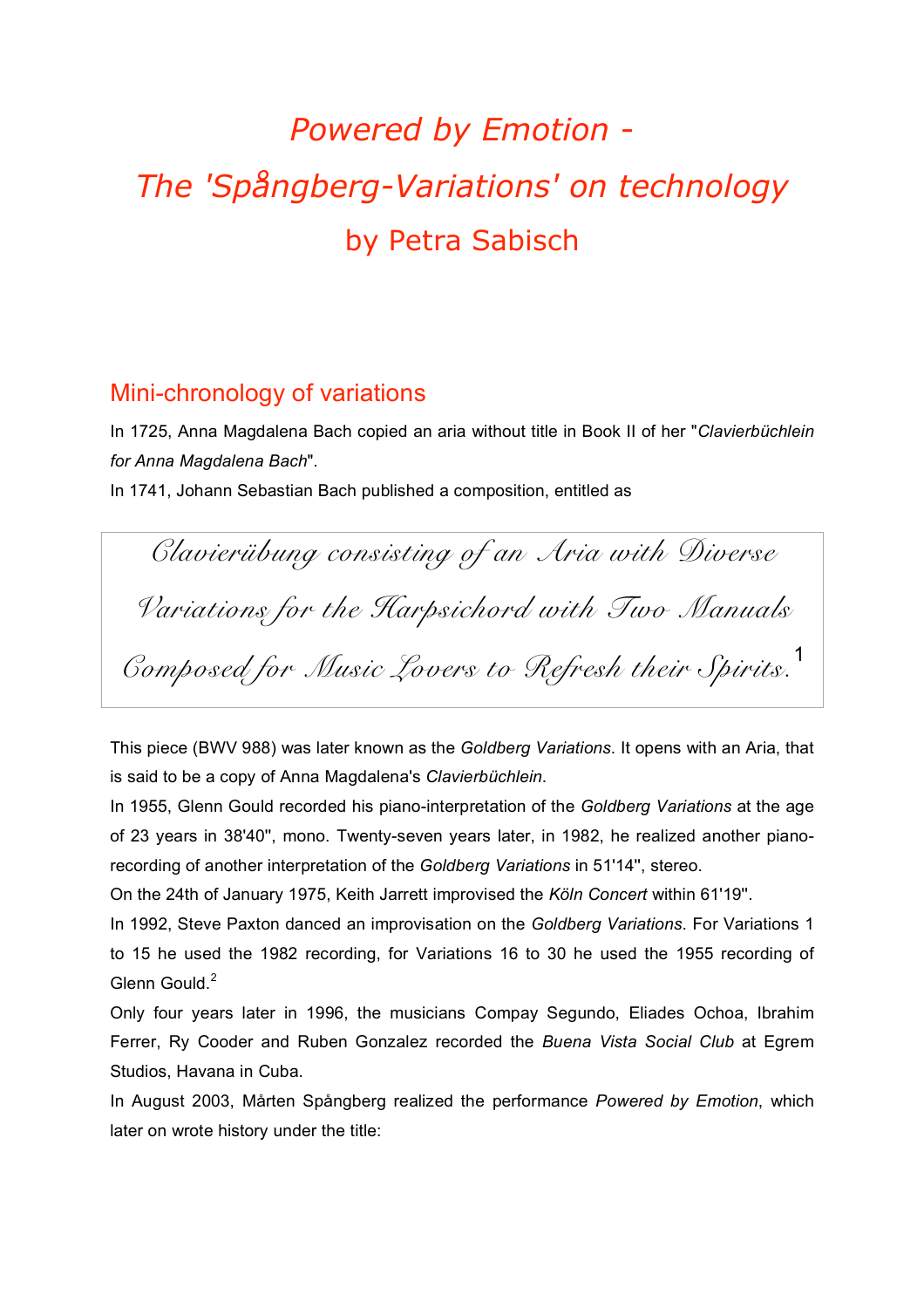# *Powered by Emotion -*
# *The 'Spångberg-Variations' on technology*
## by Petra Sabisch

## Mini-chronology of variations

In 1725, Anna Magdalena Bach copied an aria without title in Book II of her "*Clavierbüchlein for Anna Magdalena Bach*".

In 1741, Johann Sebastian Bach published a composition, entitled as

> *Clavierübung consisting of an Aria with Diverse Variations for the Harpsichord with Two Manuals Composed for Music Lovers to Refresh their Spirits.*[1]

This piece (BWV 988) was later known as the *Goldberg Variations*. It opens with an Aria, that is said to be a copy of Anna Magdalena's *Clavierbüchlein*.

In 1955, Glenn Gould recorded his piano-interpretation of the *Goldberg Variations* at the age of 23 years in 38'40", mono. Twenty-seven years later, in 1982, he realized another piano-recording of another interpretation of the *Goldberg Variations* in 51'14", stereo.

On the 24th of January 1975, Keith Jarrett improvised the *Köln Concert* within 61'19".

In 1992, Steve Paxton danced an improvisation on the *Goldberg Variations*. For Variations 1 to 15 he used the 1982 recording, for Variations 16 to 30 he used the 1955 recording of Glenn Gould.[2]

Only four years later in 1996, the musicians Compay Segundo, Eliades Ochoa, Ibrahim Ferrer, Ry Cooder and Ruben Gonzalez recorded the *Buena Vista Social Club* at Egrem Studios, Havana in Cuba.

In August 2003, Mårten Spångberg realized the performance *Powered by Emotion*, which later on wrote history under the title: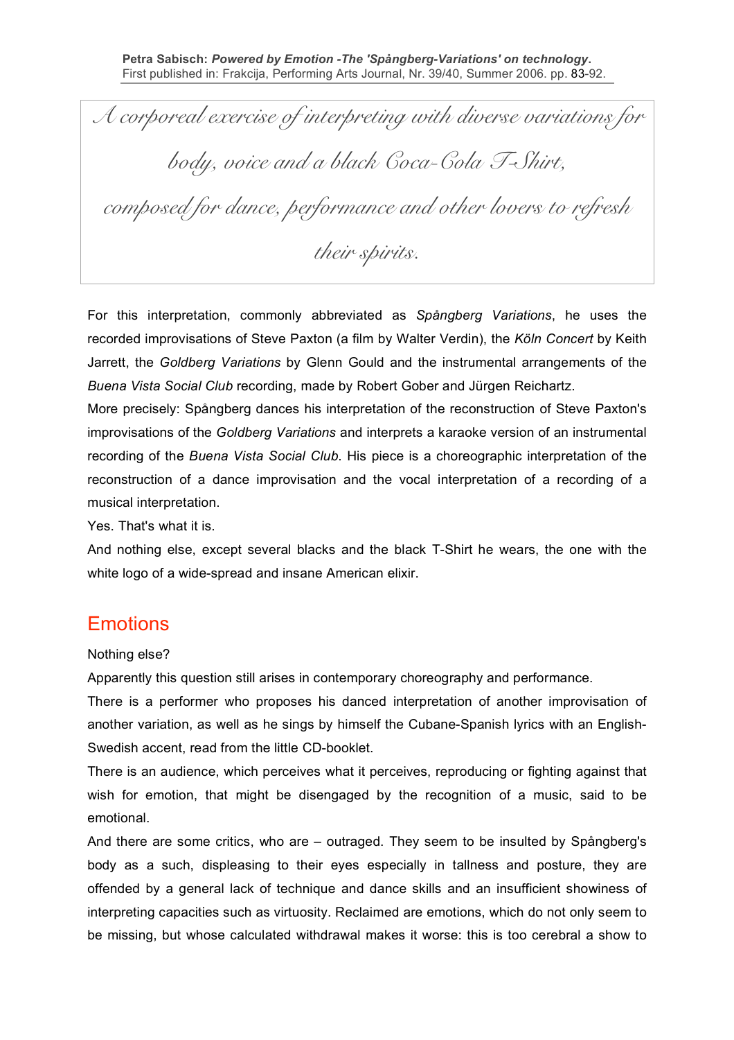*A corporeal exercise of interpreting with diverse variations for body, voice and a black Coca-Cola T-Shirt, composed for dance, performance and other lovers to refresh their spirits.*

For this interpretation, commonly abbreviated as *Spångberg Variations*, he uses the recorded improvisations of Steve Paxton (a film by Walter Verdin), the *Köln Concert* by Keith Jarrett, the *Goldberg Variations* by Glenn Gould and the instrumental arrangements of the *Buena Vista Social Club* recording, made by Robert Gober and Jürgen Reichartz.

More precisely: Spångberg dances his interpretation of the reconstruction of Steve Paxton's improvisations of the *Goldberg Variations* and interprets a karaoke version of an instrumental recording of the *Buena Vista Social Club*. His piece is a choreographic interpretation of the reconstruction of a dance improvisation and the vocal interpretation of a recording of a musical interpretation.

Yes. That's what it is.

And nothing else, except several blacks and the black T-Shirt he wears, the one with the white logo of a wide-spread and insane American elixir.

## Emotions

Nothing else?

Apparently this question still arises in contemporary choreography and performance.

There is a performer who proposes his danced interpretation of another improvisation of another variation, as well as he sings by himself the Cubane-Spanish lyrics with an English-Swedish accent, read from the little CD-booklet.

There is an audience, which perceives what it perceives, reproducing or fighting against that wish for emotion, that might be disengaged by the recognition of a music, said to be emotional.

And there are some critics, who are – outraged. They seem to be insulted by Spångberg's body as a such, displeasing to their eyes especially in tallness and posture, they are offended by a general lack of technique and dance skills and an insufficient showiness of interpreting capacities such as virtuosity. Reclaimed are emotions, which do not only seem to be missing, but whose calculated withdrawal makes it worse: this is too cerebral a show to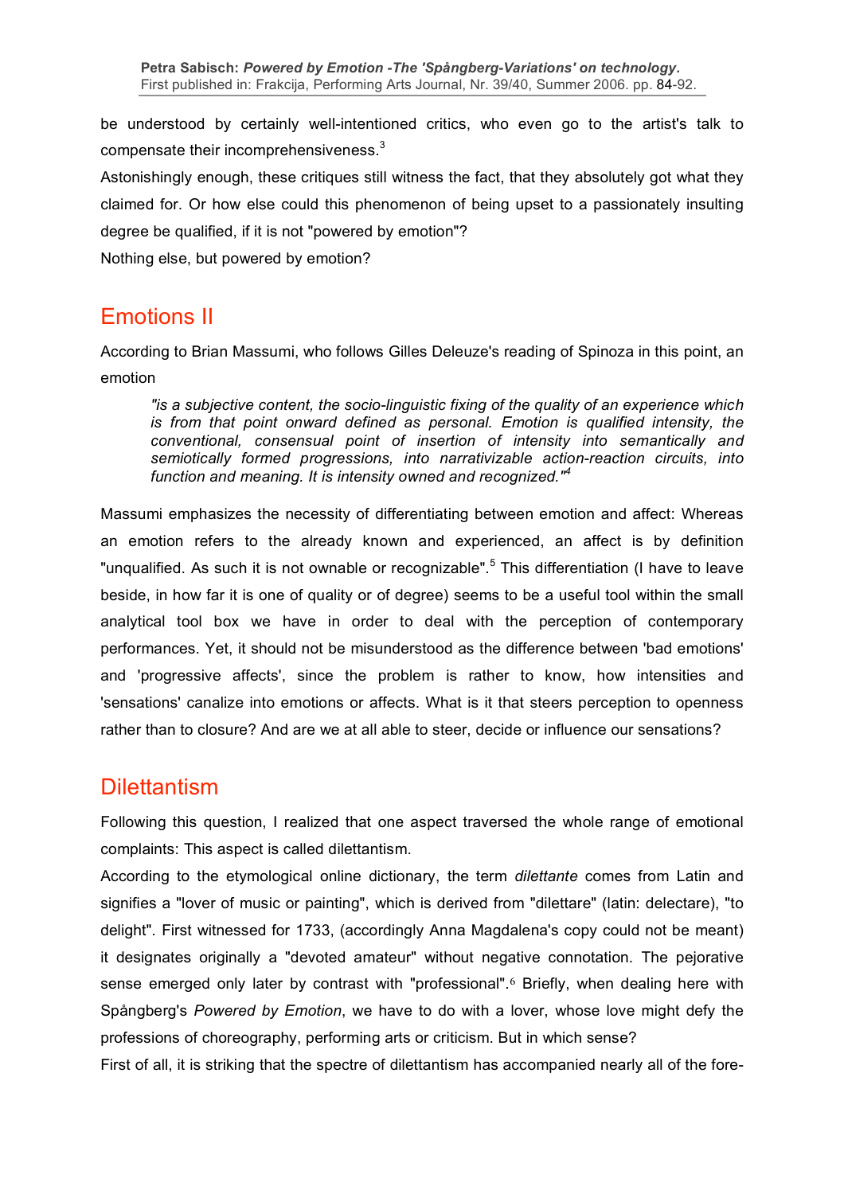be understood by certainly well-intentioned critics, who even go to the artist's talk to compensate their incomprehensiveness.[3]

Astonishingly enough, these critiques still witness the fact, that they absolutely got what they claimed for. Or how else could this phenomenon of being upset to a passionately insulting degree be qualified, if it is not "powered by emotion"?

Nothing else, but powered by emotion?

## Emotions II

According to Brian Massumi, who follows Gilles Deleuze's reading of Spinoza in this point, an emotion

> *"is a subjective content, the socio-linguistic fixing of the quality of an experience which is from that point onward defined as personal. Emotion is qualified intensity, the conventional, consensual point of insertion of intensity into semantically and semiotically formed progressions, into narrativizable action-reaction circuits, into function and meaning. It is intensity owned and recognized."*[4]

Massumi emphasizes the necessity of differentiating between emotion and affect: Whereas an emotion refers to the already known and experienced, an affect is by definition "unqualified. As such it is not ownable or recognizable".[5] This differentiation (I have to leave beside, in how far it is one of quality or of degree) seems to be a useful tool within the small analytical tool box we have in order to deal with the perception of contemporary performances. Yet, it should not be misunderstood as the difference between 'bad emotions' and 'progressive affects', since the problem is rather to know, how intensities and 'sensations' canalize into emotions or affects. What is it that steers perception to openness rather than to closure? And are we at all able to steer, decide or influence our sensations?

## Dilettantism

Following this question, I realized that one aspect traversed the whole range of emotional complaints: This aspect is called dilettantism.

According to the etymological online dictionary, the term *dilettante* comes from Latin and signifies a "lover of music or painting", which is derived from "dilettare" (latin: delectare), "to delight". First witnessed for 1733, (accordingly Anna Magdalena's copy could not be meant) it designates originally a "devoted amateur" without negative connotation. The pejorative sense emerged only later by contrast with "professional".[6] Briefly, when dealing here with Spångberg's *Powered by Emotion*, we have to do with a lover, whose love might defy the professions of choreography, performing arts or criticism. But in which sense?

First of all, it is striking that the spectre of dilettantism has accompanied nearly all of the fore-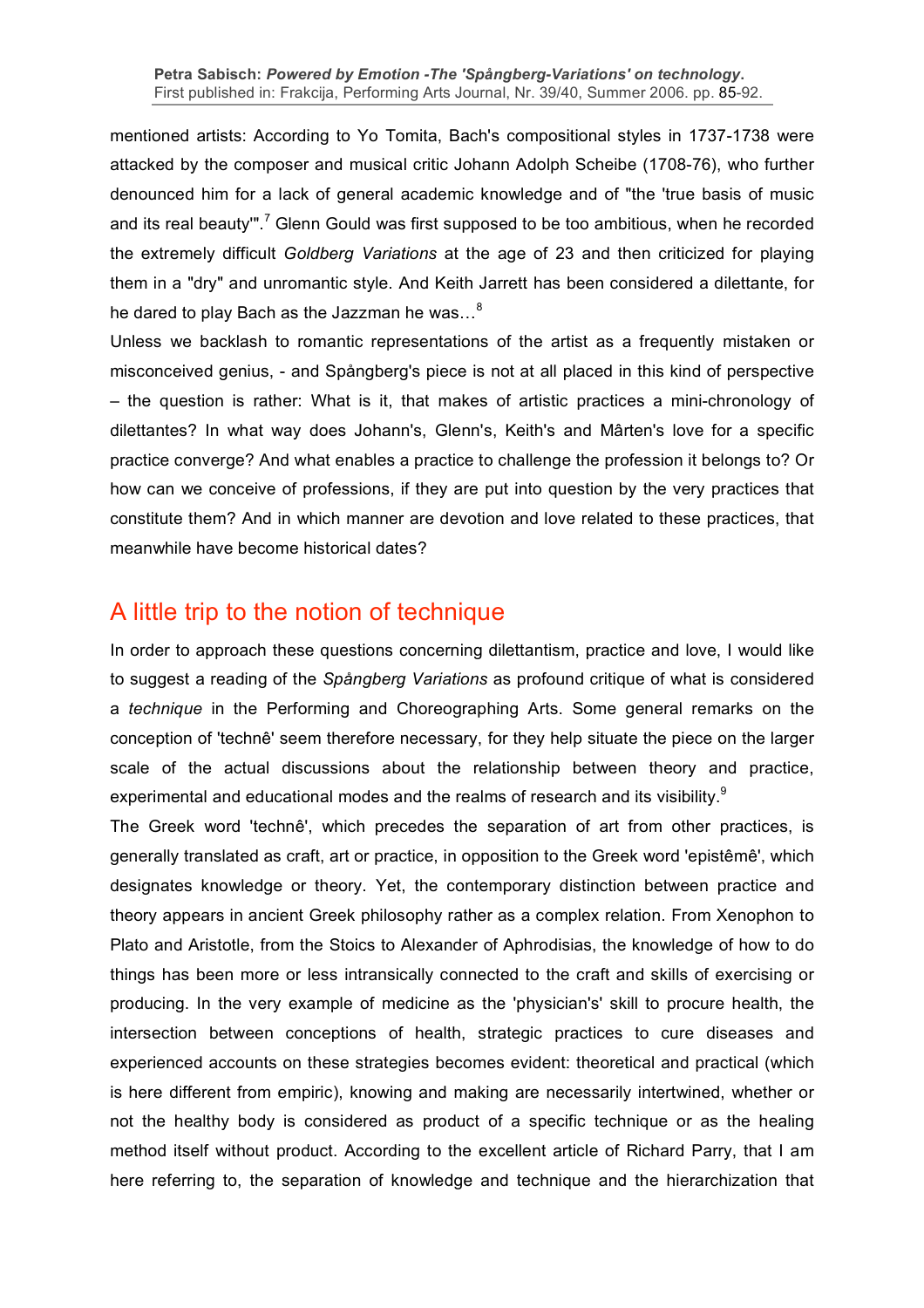mentioned artists: According to Yo Tomita, Bach's compositional styles in 1737-1738 were attacked by the composer and musical critic Johann Adolph Scheibe (1708-76), who further denounced him for a lack of general academic knowledge and of "the 'true basis of music and its real beauty'".[7] Glenn Gould was first supposed to be too ambitious, when he recorded the extremely difficult *Goldberg Variations* at the age of 23 and then criticized for playing them in a "dry" and unromantic style. And Keith Jarrett has been considered a dilettante, for he dared to play Bach as the Jazzman he was…[8]

Unless we backlash to romantic representations of the artist as a frequently mistaken or misconceived genius, - and Spångberg's piece is not at all placed in this kind of perspective – the question is rather: What is it, that makes of artistic practices a mini-chronology of dilettantes? In what way does Johann's, Glenn's, Keith's and Mârten's love for a specific practice converge? And what enables a practice to challenge the profession it belongs to? Or how can we conceive of professions, if they are put into question by the very practices that constitute them? And in which manner are devotion and love related to these practices, that meanwhile have become historical dates?

## A little trip to the notion of technique

In order to approach these questions concerning dilettantism, practice and love, I would like to suggest a reading of the *Spångberg Variations* as profound critique of what is considered a *technique* in the Performing and Choreographing Arts. Some general remarks on the conception of 'technê' seem therefore necessary, for they help situate the piece on the larger scale of the actual discussions about the relationship between theory and practice, experimental and educational modes and the realms of research and its visibility.[9]

The Greek word 'technê', which precedes the separation of art from other practices, is generally translated as craft, art or practice, in opposition to the Greek word 'epistêmê', which designates knowledge or theory. Yet, the contemporary distinction between practice and theory appears in ancient Greek philosophy rather as a complex relation. From Xenophon to Plato and Aristotle, from the Stoics to Alexander of Aphrodisias, the knowledge of how to do things has been more or less intransically connected to the craft and skills of exercising or producing. In the very example of medicine as the 'physician's' skill to procure health, the intersection between conceptions of health, strategic practices to cure diseases and experienced accounts on these strategies becomes evident: theoretical and practical (which is here different from empiric), knowing and making are necessarily intertwined, whether or not the healthy body is considered as product of a specific technique or as the healing method itself without product. According to the excellent article of Richard Parry, that I am here referring to, the separation of knowledge and technique and the hierarchization that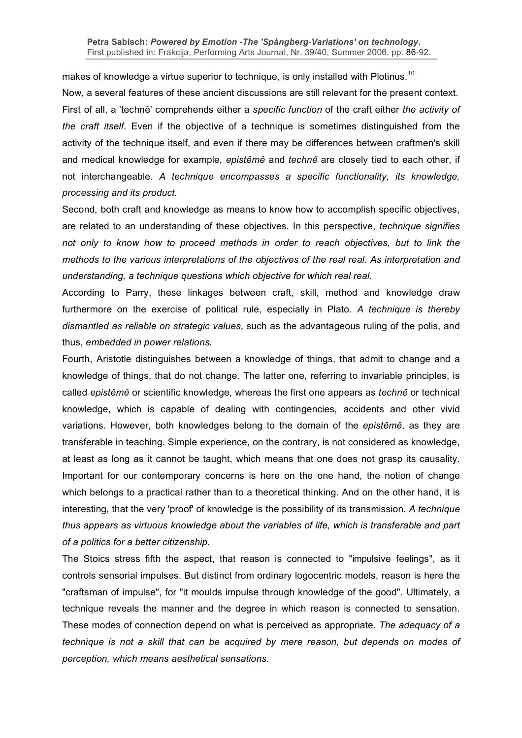makes of knowledge a virtue superior to technique, is only installed with Plotinus.[10]

Now, a several features of these ancient discussions are still relevant for the present context. First of all, a 'technê' comprehends either a *specific function* of the craft either *the activity of the craft itself*. Even if the objective of a technique is sometimes distinguished from the activity of the technique itself, and even if there may be differences between craftmen's skill and medical knowledge for example, *epistêmê* and *technê* are closely tied to each other, if not interchangeable. *A technique encompasses a specific functionality, its knowledge, processing and its product.*

Second, both craft and knowledge as means to know how to accomplish specific objectives, are related to an understanding of these objectives. In this perspective, *technique signifies not only to know how to proceed methods in order to reach objectives, but to link the methods to the various interpretations of the objectives of the real real. As interpretation and understanding, a technique questions which objective for which real real.*

According to Parry, these linkages between craft, skill, method and knowledge draw furthermore on the exercise of political rule, especially in Plato. *A technique is thereby dismantled as reliable on strategic values*, such as the advantageous ruling of the polis, and thus, *embedded in power relations.*

Fourth, Aristotle distinguishes between a knowledge of things, that admit to change and a knowledge of things, that do not change. The latter one, referring to invariable principles, is called *epistêmê* or scientific knowledge, whereas the first one appears as *technê* or technical knowledge, which is capable of dealing with contingencies, accidents and other vivid variations. However, both knowledges belong to the domain of the *epistêmê*, as they are transferable in teaching. Simple experience, on the contrary, is not considered as knowledge, at least as long as it cannot be taught, which means that one does not grasp its causality. Important for our contemporary concerns is here on the one hand, the notion of change which belongs to a practical rather than to a theoretical thinking. And on the other hand, it is interesting, that the very 'proof' of knowledge is the possibility of its transmission. *A technique thus appears as virtuous knowledge about the variables of life, which is transferable and part of a politics for a better citizenship.*

The Stoics stress fifth the aspect, that reason is connected to "impulsive feelings", as it controls sensorial impulses. But distinct from ordinary logocentric models, reason is here the "craftsman of impulse", for "it moulds impulse through knowledge of the good". Ultimately, a technique reveals the manner and the degree in which reason is connected to sensation. These modes of connection depend on what is perceived as appropriate. *The adequacy of a technique is not a skill that can be acquired by mere reason, but depends on modes of perception, which means aesthetical sensations*.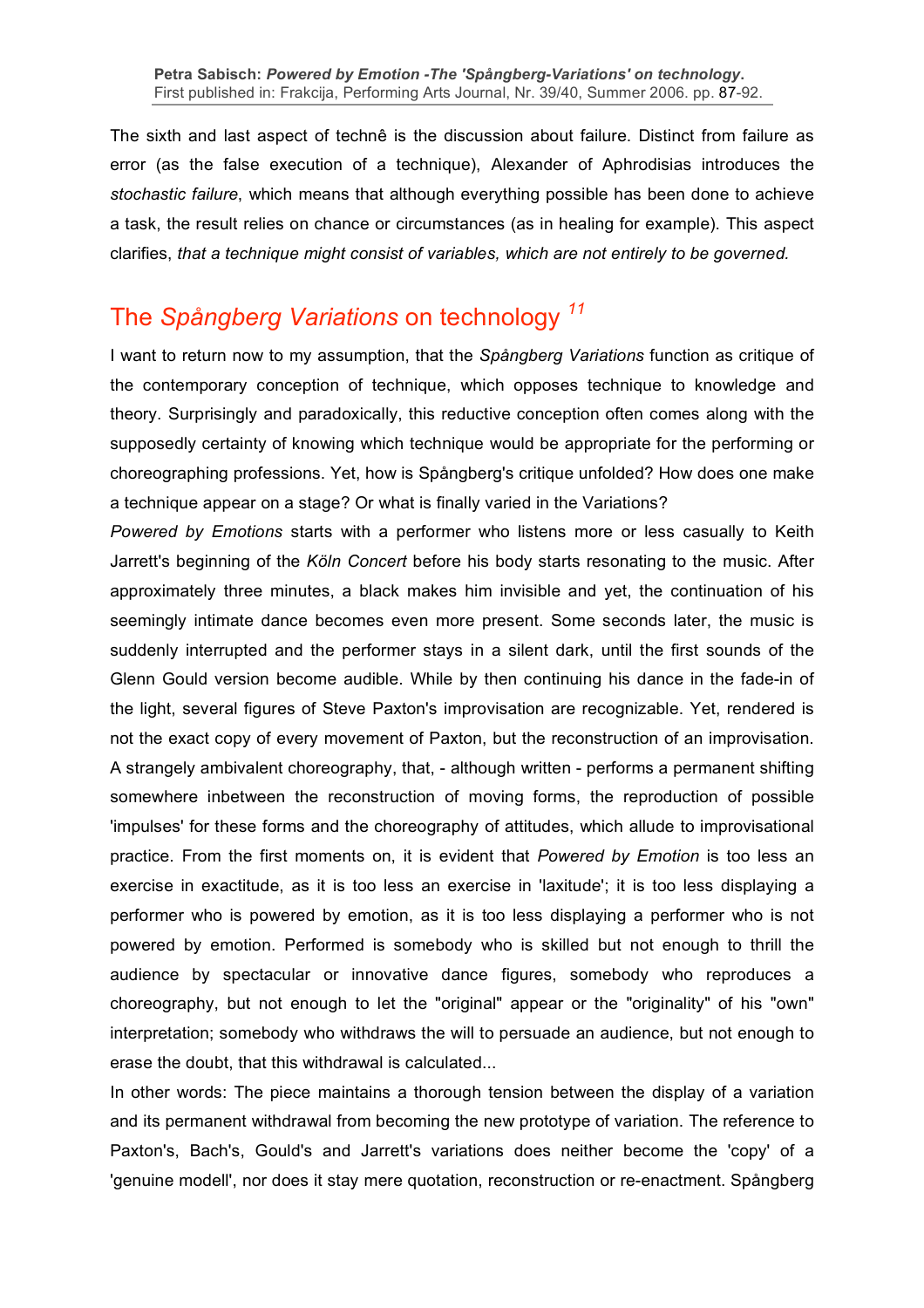The sixth and last aspect of technê is the discussion about failure. Distinct from failure as error (as the false execution of a technique), Alexander of Aphrodisias introduces the *stochastic failure*, which means that although everything possible has been done to achieve a task, the result relies on chance or circumstances (as in healing for example). This aspect clarifies, *that a technique might consist of variables, which are not entirely to be governed.*

## The *Spångberg Variations* on technology [11]

I want to return now to my assumption, that the *Spångberg Variations* function as critique of the contemporary conception of technique, which opposes technique to knowledge and theory. Surprisingly and paradoxically, this reductive conception often comes along with the supposedly certainty of knowing which technique would be appropriate for the performing or choreographing professions. Yet, how is Spångberg's critique unfolded? How does one make a technique appear on a stage? Or what is finally varied in the Variations?

*Powered by Emotions* starts with a performer who listens more or less casually to Keith Jarrett's beginning of the *Köln Concert* before his body starts resonating to the music. After approximately three minutes, a black makes him invisible and yet, the continuation of his seemingly intimate dance becomes even more present. Some seconds later, the music is suddenly interrupted and the performer stays in a silent dark, until the first sounds of the Glenn Gould version become audible. While by then continuing his dance in the fade-in of the light, several figures of Steve Paxton's improvisation are recognizable. Yet, rendered is not the exact copy of every movement of Paxton, but the reconstruction of an improvisation. A strangely ambivalent choreography, that, - although written - performs a permanent shifting somewhere inbetween the reconstruction of moving forms, the reproduction of possible 'impulses' for these forms and the choreography of attitudes, which allude to improvisational practice. From the first moments on, it is evident that *Powered by Emotion* is too less an exercise in exactitude, as it is too less an exercise in 'laxitude'; it is too less displaying a performer who is powered by emotion, as it is too less displaying a performer who is not powered by emotion. Performed is somebody who is skilled but not enough to thrill the audience by spectacular or innovative dance figures, somebody who reproduces a choreography, but not enough to let the "original" appear or the "originality" of his "own" interpretation; somebody who withdraws the will to persuade an audience, but not enough to erase the doubt, that this withdrawal is calculated...

In other words: The piece maintains a thorough tension between the display of a variation and its permanent withdrawal from becoming the new prototype of variation. The reference to Paxton's, Bach's, Gould's and Jarrett's variations does neither become the 'copy' of a 'genuine modell', nor does it stay mere quotation, reconstruction or re-enactment. Spångberg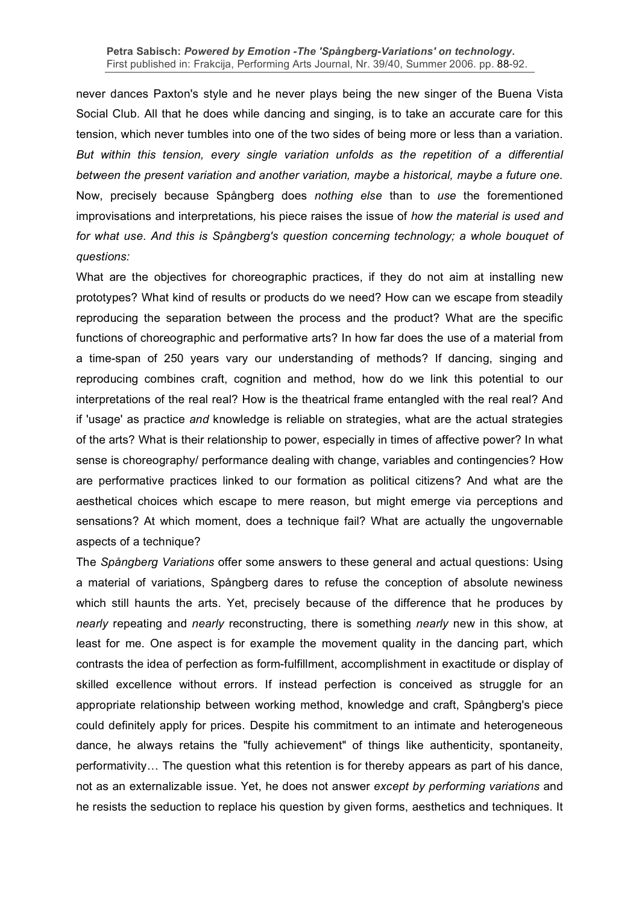never dances Paxton's style and he never plays being the new singer of the Buena Vista Social Club. All that he does while dancing and singing, is to take an accurate care for this tension, which never tumbles into one of the two sides of being more or less than a variation. *But within this tension, every single variation unfolds as the repetition of a differential between the present variation and another variation, maybe a historical, maybe a future one.* Now, precisely because Spångberg does *nothing else* than to *use* the forementioned improvisations and interpretations*,* his piece raises the issue of *how the material is used and for what use*. *And this is Spångberg's question concerning technology; a whole bouquet of questions:*

What are the objectives for choreographic practices, if they do not aim at installing new prototypes? What kind of results or products do we need? How can we escape from steadily reproducing the separation between the process and the product? What are the specific functions of choreographic and performative arts? In how far does the use of a material from a time-span of 250 years vary our understanding of methods? If dancing, singing and reproducing combines craft, cognition and method, how do we link this potential to our interpretations of the real real? How is the theatrical frame entangled with the real real? And if 'usage' as practice *and* knowledge is reliable on strategies, what are the actual strategies of the arts? What is their relationship to power, especially in times of affective power? In what sense is choreography/ performance dealing with change, variables and contingencies? How are performative practices linked to our formation as political citizens? And what are the aesthetical choices which escape to mere reason, but might emerge via perceptions and sensations? At which moment, does a technique fail? What are actually the ungovernable aspects of a technique?

The *Spångberg Variations* offer some answers to these general and actual questions: Using a material of variations, Spångberg dares to refuse the conception of absolute newiness which still haunts the arts. Yet, precisely because of the difference that he produces by *nearly* repeating and *nearly* reconstructing, there is something *nearly* new in this show, at least for me. One aspect is for example the movement quality in the dancing part, which contrasts the idea of perfection as form-fulfillment, accomplishment in exactitude or display of skilled excellence without errors. If instead perfection is conceived as struggle for an appropriate relationship between working method, knowledge and craft, Spångberg's piece could definitely apply for prices. Despite his commitment to an intimate and heterogeneous dance, he always retains the "fully achievement" of things like authenticity, spontaneity, performativity… The question what this retention is for thereby appears as part of his dance, not as an externalizable issue. Yet, he does not answer *except by performing variations* and he resists the seduction to replace his question by given forms, aesthetics and techniques. It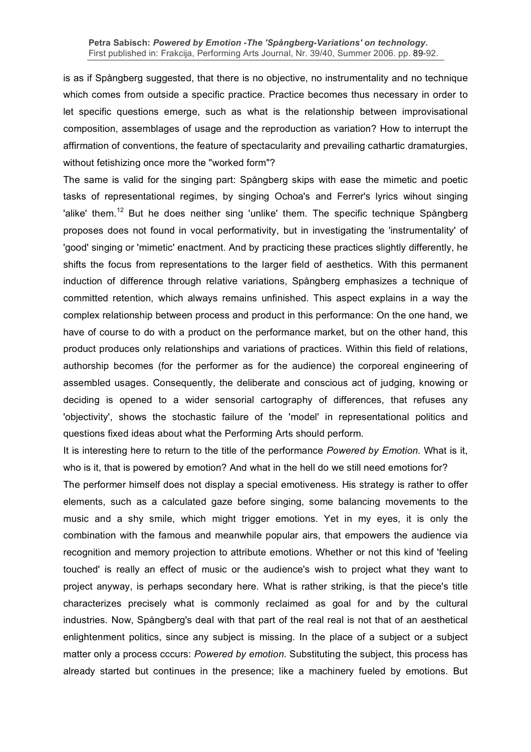is as if Spångberg suggested, that there is no objective, no instrumentality and no technique which comes from outside a specific practice. Practice becomes thus necessary in order to let specific questions emerge, such as what is the relationship between improvisational composition, assemblages of usage and the reproduction as variation? How to interrupt the affirmation of conventions, the feature of spectacularity and prevailing cathartic dramaturgies, without fetishizing once more the "worked form"?

The same is valid for the singing part: Spångberg skips with ease the mimetic and poetic tasks of representational regimes, by singing Ochoa's and Ferrer's lyrics wihout singing 'alike' them.[12] But he does neither sing 'unlike' them. The specific technique Spångberg proposes does not found in vocal performativity, but in investigating the 'instrumentality' of 'good' singing or 'mimetic' enactment. And by practicing these practices slightly differently, he shifts the focus from representations to the larger field of aesthetics. With this permanent induction of difference through relative variations, Spångberg emphasizes a technique of committed retention, which always remains unfinished. This aspect explains in a way the complex relationship between process and product in this performance: On the one hand, we have of course to do with a product on the performance market, but on the other hand, this product produces only relationships and variations of practices. Within this field of relations, authorship becomes (for the performer as for the audience) the corporeal engineering of assembled usages. Consequently, the deliberate and conscious act of judging, knowing or deciding is opened to a wider sensorial cartography of differences, that refuses any 'objectivity', shows the stochastic failure of the 'model' in representational politics and questions fixed ideas about what the Performing Arts should perform.

It is interesting here to return to the title of the performance *Powered by Emotion*. What is it, who is it, that is powered by emotion? And what in the hell do we still need emotions for?

The performer himself does not display a special emotiveness. His strategy is rather to offer elements, such as a calculated gaze before singing, some balancing movements to the music and a shy smile, which might trigger emotions. Yet in my eyes, it is only the combination with the famous and meanwhile popular airs, that empowers the audience via recognition and memory projection to attribute emotions. Whether or not this kind of 'feeling touched' is really an effect of music or the audience's wish to project what they want to project anyway, is perhaps secondary here. What is rather striking, is that the piece's title characterizes precisely what is commonly reclaimed as goal for and by the cultural industries. Now, Spångberg's deal with that part of the real real is not that of an aesthetical enlightenment politics, since any subject is missing. In the place of a subject or a subject matter only a process cccurs: *Powered by emotion*. Substituting the subject, this process has already started but continues in the presence; like a machinery fueled by emotions. But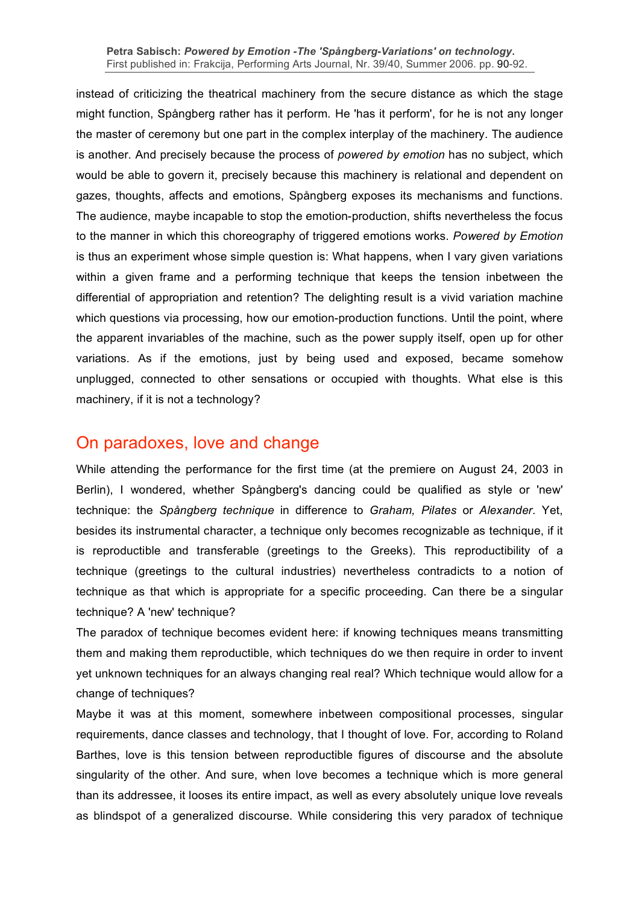instead of criticizing the theatrical machinery from the secure distance as which the stage might function, Spångberg rather has it perform. He 'has it perform', for he is not any longer the master of ceremony but one part in the complex interplay of the machinery. The audience is another. And precisely because the process of *powered by emotion* has no subject, which would be able to govern it, precisely because this machinery is relational and dependent on gazes, thoughts, affects and emotions, Spångberg exposes its mechanisms and functions. The audience, maybe incapable to stop the emotion-production, shifts nevertheless the focus to the manner in which this choreography of triggered emotions works. *Powered by Emotion* is thus an experiment whose simple question is: What happens, when I vary given variations within a given frame and a performing technique that keeps the tension inbetween the differential of appropriation and retention? The delighting result is a vivid variation machine which questions via processing, how our emotion-production functions. Until the point, where the apparent invariables of the machine, such as the power supply itself, open up for other variations. As if the emotions, just by being used and exposed, became somehow unplugged, connected to other sensations or occupied with thoughts. What else is this machinery, if it is not a technology?

## On paradoxes, love and change

While attending the performance for the first time (at the premiere on August 24, 2003 in Berlin), I wondered, whether Spångberg's dancing could be qualified as style or 'new' technique: the *Spångberg technique* in difference to *Graham, Pilates* or *Alexander*. Yet, besides its instrumental character, a technique only becomes recognizable as technique, if it is reproductible and transferable (greetings to the Greeks). This reproductibility of a technique (greetings to the cultural industries) nevertheless contradicts to a notion of technique as that which is appropriate for a specific proceeding. Can there be a singular technique? A 'new' technique?

The paradox of technique becomes evident here: if knowing techniques means transmitting them and making them reproductible, which techniques do we then require in order to invent yet unknown techniques for an always changing real real? Which technique would allow for a change of techniques?

Maybe it was at this moment, somewhere inbetween compositional processes, singular requirements, dance classes and technology, that I thought of love. For, according to Roland Barthes, love is this tension between reproductible figures of discourse and the absolute singularity of the other. And sure, when love becomes a technique which is more general than its addressee, it looses its entire impact, as well as every absolutely unique love reveals as blindspot of a generalized discourse. While considering this very paradox of technique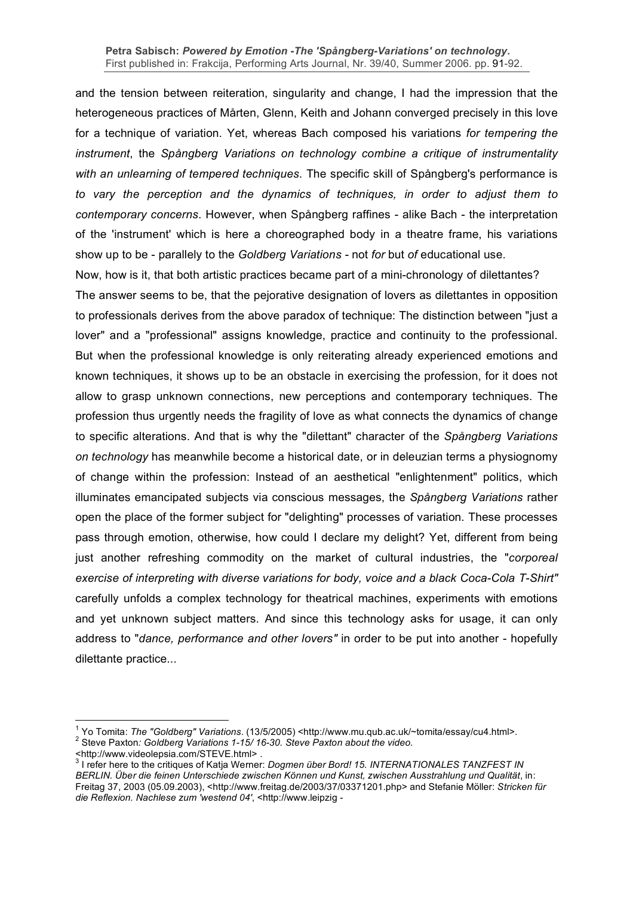and the tension between reiteration, singularity and change, I had the impression that the heterogeneous practices of Mårten, Glenn, Keith and Johann converged precisely in this love for a technique of variation. Yet, whereas Bach composed his variations *for tempering the instrument*, the *Spångberg Variations on technology combine a critique of instrumentality with an unlearning of tempered techniques*. The specific skill of Spångberg's performance is *to vary the perception and the dynamics of techniques, in order to adjust them to contemporary concerns*. However, when Spångberg raffines - alike Bach - the interpretation of the 'instrument' which is here a choreographed body in a theatre frame, his variations show up to be - parallely to the *Goldberg Variations* - not *for* but *of* educational use.

Now, how is it, that both artistic practices became part of a mini-chronology of dilettantes?

The answer seems to be, that the pejorative designation of lovers as dilettantes in opposition to professionals derives from the above paradox of technique: The distinction between "just a lover" and a "professional" assigns knowledge, practice and continuity to the professional. But when the professional knowledge is only reiterating already experienced emotions and known techniques, it shows up to be an obstacle in exercising the profession, for it does not allow to grasp unknown connections, new perceptions and contemporary techniques. The profession thus urgently needs the fragility of love as what connects the dynamics of change to specific alterations. And that is why the "dilettant" character of the *Spångberg Variations on technology* has meanwhile become a historical date, or in deleuzian terms a physiognomy of change within the profession: Instead of an aesthetical "enlightenment" politics, which illuminates emancipated subjects via conscious messages, the *Spångberg Variations* rather open the place of the former subject for "delighting" processes of variation. These processes pass through emotion, otherwise, how could I declare my delight? Yet, different from being just another refreshing commodity on the market of cultural industries, the "*corporeal exercise of interpreting with diverse variations for body, voice and a black Coca-Cola T-Shirt"* carefully unfolds a complex technology for theatrical machines, experiments with emotions and yet unknown subject matters. And since this technology asks for usage, it can only address to "*dance, performance and other lovers"* in order to be put into another - hopefully dilettante practice...

---

[1] Yo Tomita: *The "Goldberg" Variations*. (13/5/2005) <http://www.mu.qub.ac.uk/~tomita/essay/cu4.html>.

[2] Steve Paxton*: Goldberg Variations 1-15/ 16-30. Steve Paxton about the video.* <http://www.videolepsia.com/STEVE.html> .

[3] I refer here to the critiques of Katja Werner: *Dogmen über Bord! 15. INTERNATIONALES TANZFEST IN BERLIN. Über die feinen Unterschiede zwischen Können und Kunst, zwischen Ausstrahlung und Qualität*, in: Freitag 37, 2003 (05.09.2003), <http://www.freitag.de/2003/37/03371201.php> and Stefanie Möller: *Stricken für die Reflexion. Nachlese zum 'westend 04'*, <http://www.leipzig -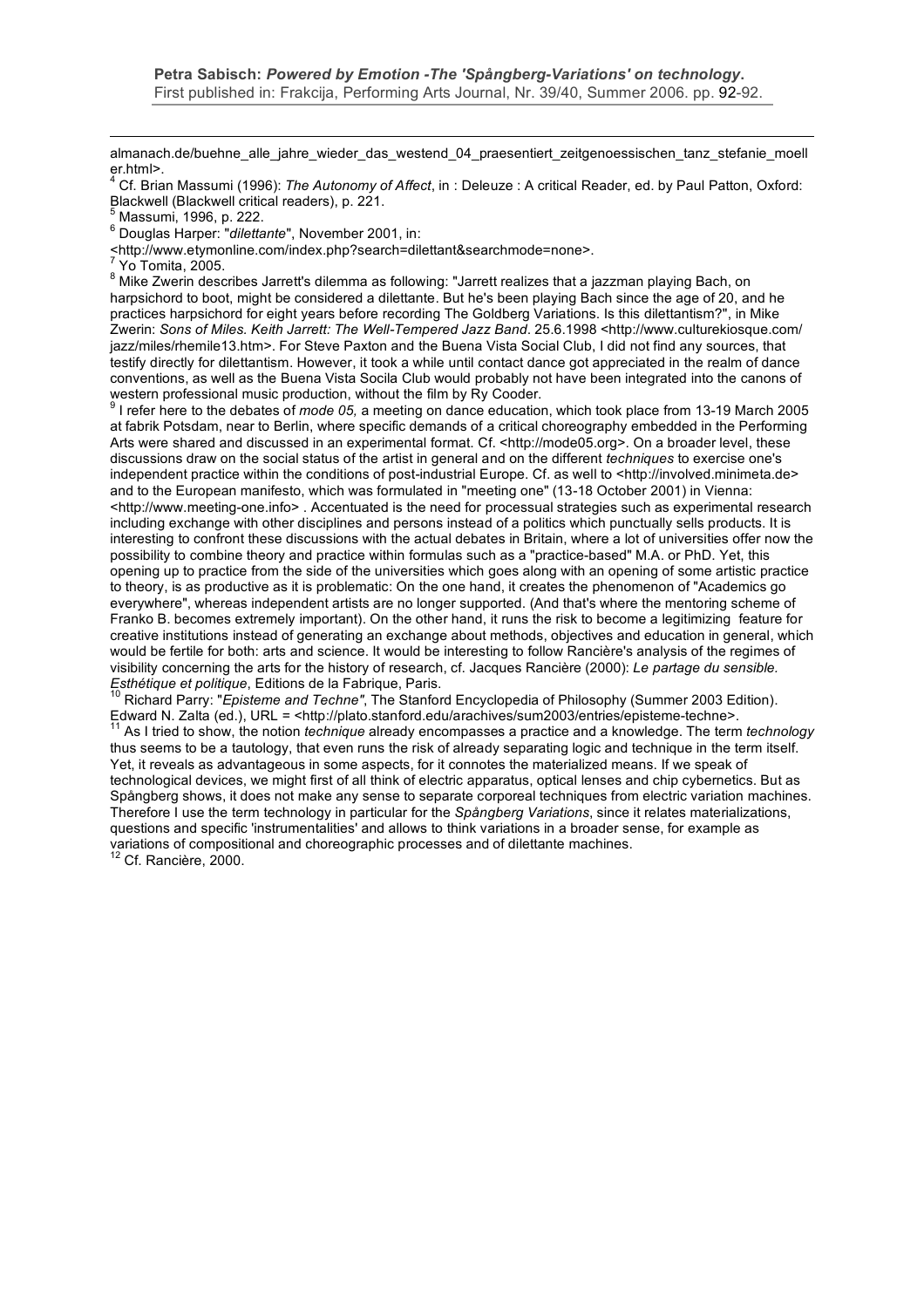almanach.de/buehne_alle_jahre_wieder_das_westend_04_praesentiert_zeitgenoessischen_tanz_stefanie_moeller.html>.

[4] Cf. Brian Massumi (1996): *The Autonomy of Affect*, in : Deleuze : A critical Reader, ed. by Paul Patton, Oxford: Blackwell (Blackwell critical readers), p. 221.

[5] Massumi, 1996, p. 222.

[6] Douglas Harper: "*dilettante*", November 2001, in: <http://www.etymonline.com/index.php?search=dilettant&searchmode=none>.

[7] Yo Tomita, 2005.

[8] Mike Zwerin describes Jarrett's dilemma as following: "Jarrett realizes that a jazzman playing Bach, on harpsichord to boot, might be considered a dilettante. But he's been playing Bach since the age of 20, and he practices harpsichord for eight years before recording The Goldberg Variations. Is this dilettantism?", in Mike Zwerin: *Sons of Miles. Keith Jarrett: The Well-Tempered Jazz Band*. 25.6.1998 <http://www.culturekiosque.com/jazz/miles/rhemile13.htm>. For Steve Paxton and the Buena Vista Social Club, I did not find any sources, that testify directly for dilettantism. However, it took a while until contact dance got appreciated in the realm of dance conventions, as well as the Buena Vista Socila Club would probably not have been integrated into the canons of western professional music production, without the film by Ry Cooder.

[9] I refer here to the debates of *mode 05,* a meeting on dance education, which took place from 13-19 March 2005 at fabrik Potsdam, near to Berlin, where specific demands of a critical choreography embedded in the Performing Arts were shared and discussed in an experimental format. Cf. <http://mode05.org>. On a broader level, these discussions draw on the social status of the artist in general and on the different *techniques* to exercise one's independent practice within the conditions of post-industrial Europe. Cf. as well to <http://involved.minimeta.de> and to the European manifesto, which was formulated in "meeting one" (13-18 October 2001) in Vienna: <http://www.meeting-one.info> . Accentuated is the need for processual strategies such as experimental research including exchange with other disciplines and persons instead of a politics which punctually sells products. It is interesting to confront these discussions with the actual debates in Britain, where a lot of universities offer now the possibility to combine theory and practice within formulas such as a "practice-based" M.A. or PhD. Yet, this opening up to practice from the side of the universities which goes along with an opening of some artistic practice to theory, is as productive as it is problematic: On the one hand, it creates the phenomenon of "Academics go everywhere", whereas independent artists are no longer supported. (And that's where the mentoring scheme of Franko B. becomes extremely important). On the other hand, it runs the risk to become a legitimizing feature for creative institutions instead of generating an exchange about methods, objectives and education in general, which would be fertile for both: arts and science. It would be interesting to follow Rancière's analysis of the regimes of visibility concerning the arts for the history of research, cf. Jacques Rancière (2000): *Le partage du sensible. Esthétique et politique*, Editions de la Fabrique, Paris.

[10] Richard Parry: "*Episteme and Techne"*, The Stanford Encyclopedia of Philosophy (Summer 2003 Edition). Edward N. Zalta (ed.), URL = <http://plato.stanford.edu/arachives/sum2003/entries/episteme-techne>.

[11] As I tried to show, the notion *technique* already encompasses a practice and a knowledge. The term *technology* thus seems to be a tautology, that even runs the risk of already separating logic and technique in the term itself. Yet, it reveals as advantageous in some aspects, for it connotes the materialized means. If we speak of technological devices, we might first of all think of electric apparatus, optical lenses and chip cybernetics. But as Spångberg shows, it does not make any sense to separate corporeal techniques from electric variation machines. Therefore I use the term technology in particular for the *Spångberg Variations*, since it relates materializations, questions and specific 'instrumentalities' and allows to think variations in a broader sense, for example as variations of compositional and choreographic processes and of dilettante machines.

[12] Cf. Rancière, 2000.